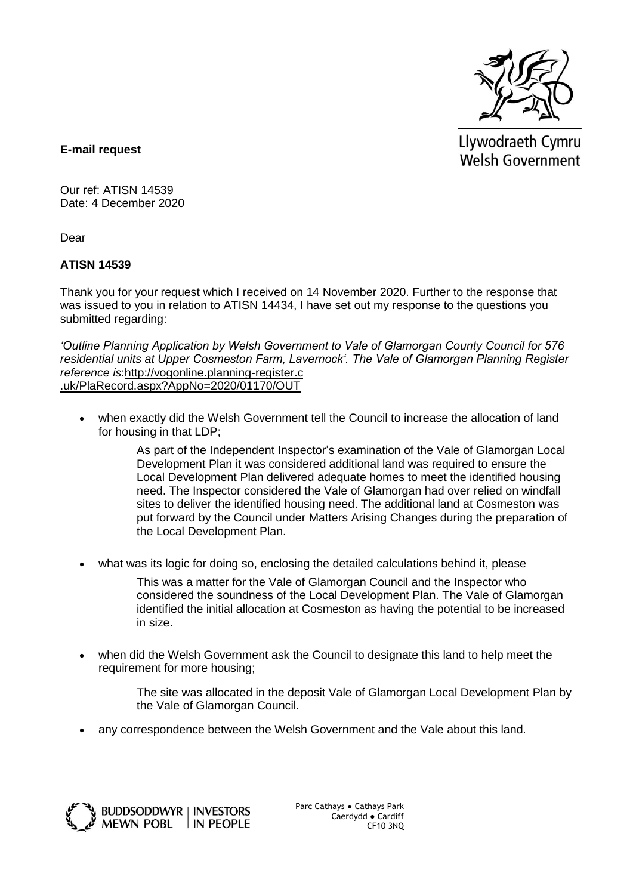Llywodraeth Cymru
Welsh Government

**E-mail request**

Our ref: ATISN 14539
Date: 4 December 2020

Dear

**ATISN 14539**

Thank you for your request which I received on 14 November 2020. Further to the response that was issued to you in relation to ATISN 14434, I have set out my response to the questions you submitted regarding:

*'Outline Planning Application by Welsh Government to Vale of Glamorgan County Council for 576 residential units at Upper Cosmeston Farm, Lavernock'. The Vale of Glamorgan Planning Register reference is*:http://vogonline.planning-register.c .uk/PlaRecord.aspx?AppNo=2020/01170/OUT

- when exactly did the Welsh Government tell the Council to increase the allocation of land for housing in that LDP;

  As part of the Independent Inspector's examination of the Vale of Glamorgan Local Development Plan it was considered additional land was required to ensure the Local Development Plan delivered adequate homes to meet the identified housing need. The Inspector considered the Vale of Glamorgan had over relied on windfall sites to deliver the identified housing need. The additional land at Cosmeston was put forward by the Council under Matters Arising Changes during the preparation of the Local Development Plan.

- what was its logic for doing so, enclosing the detailed calculations behind it, please

  This was a matter for the Vale of Glamorgan Council and the Inspector who considered the soundness of the Local Development Plan. The Vale of Glamorgan identified the initial allocation at Cosmeston as having the potential to be increased in size.

- when did the Welsh Government ask the Council to designate this land to help meet the requirement for more housing;

  The site was allocated in the deposit Vale of Glamorgan Local Development Plan by the Vale of Glamorgan Council.

- any correspondence between the Welsh Government and the Vale about this land.

BUDDSODDWYR MEWN POBL | INVESTORS IN PEOPLE

Parc Cathays ● Cathays Park
Caerdydd ● Cardiff
CF10 3NQ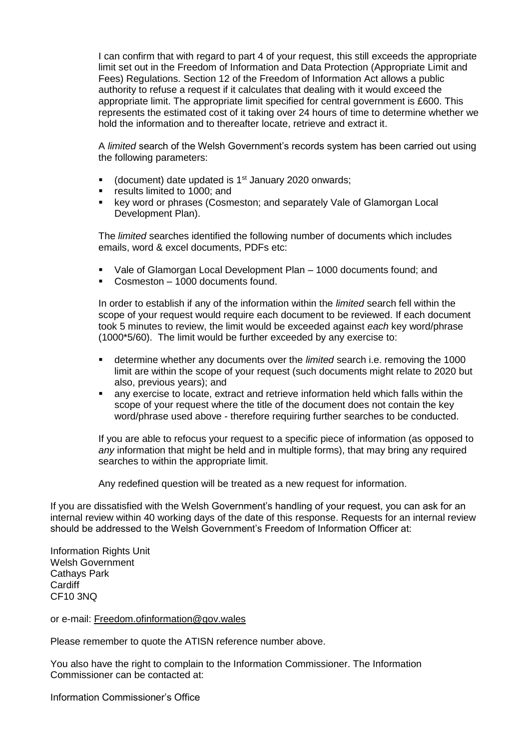I can confirm that with regard to part 4 of your request, this still exceeds the appropriate limit set out in the Freedom of Information and Data Protection (Appropriate Limit and Fees) Regulations. Section 12 of the Freedom of Information Act allows a public authority to refuse a request if it calculates that dealing with it would exceed the appropriate limit. The appropriate limit specified for central government is £600. This represents the estimated cost of it taking over 24 hours of time to determine whether we hold the information and to thereafter locate, retrieve and extract it.

A *limited* search of the Welsh Government's records system has been carried out using the following parameters:

- (document) date updated is 1st January 2020 onwards;
- results limited to 1000; and
- key word or phrases (Cosmeston; and separately Vale of Glamorgan Local Development Plan).

The *limited* searches identified the following number of documents which includes emails, word & excel documents, PDFs etc:

- Vale of Glamorgan Local Development Plan – 1000 documents found; and
- Cosmeston – 1000 documents found.

In order to establish if any of the information within the *limited* search fell within the scope of your request would require each document to be reviewed. If each document took 5 minutes to review, the limit would be exceeded against *each* key word/phrase (1000*5/60). The limit would be further exceeded by any exercise to:

- determine whether any documents over the *limited* search i.e. removing the 1000 limit are within the scope of your request (such documents might relate to 2020 but also, previous years); and
- any exercise to locate, extract and retrieve information held which falls within the scope of your request where the title of the document does not contain the key word/phrase used above - therefore requiring further searches to be conducted.

If you are able to refocus your request to a specific piece of information (as opposed to *any* information that might be held and in multiple forms), that may bring any required searches to within the appropriate limit.

Any redefined question will be treated as a new request for information.

If you are dissatisfied with the Welsh Government's handling of your request, you can ask for an internal review within 40 working days of the date of this response. Requests for an internal review should be addressed to the Welsh Government's Freedom of Information Officer at:

Information Rights Unit
Welsh Government
Cathays Park
Cardiff
CF10 3NQ

or e-mail: Freedom.ofinformation@gov.wales

Please remember to quote the ATISN reference number above.

You also have the right to complain to the Information Commissioner. The Information Commissioner can be contacted at:

Information Commissioner's Office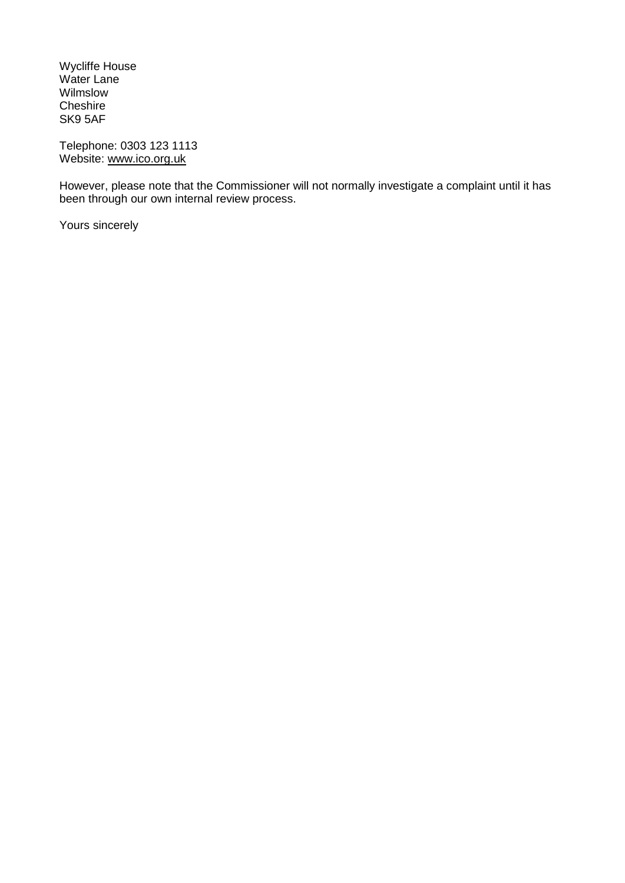Wycliffe House
Water Lane
Wilmslow
Cheshire
SK9 5AF

Telephone: 0303 123 1113
Website: [www.ico.org.uk](http://www.ico.org.uk)

However, please note that the Commissioner will not normally investigate a complaint until it has been through our own internal review process.

Yours sincerely